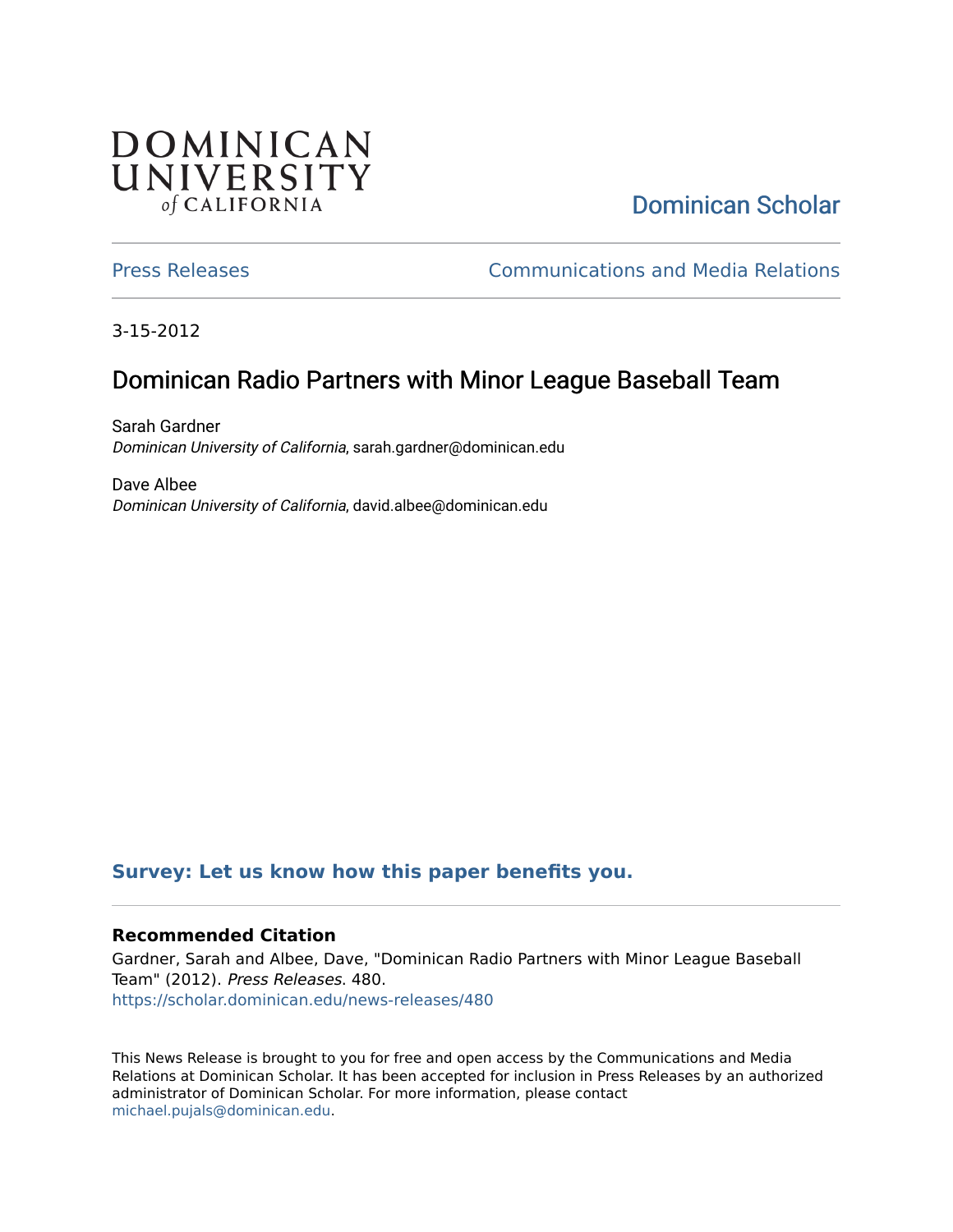DOMINICAN UNIVERSITY *of* CALIFORNIA

Dominican Scholar

Press Releases | Communications and Media Relations

3-15-2012

# Dominican Radio Partners with Minor League Baseball Team

Sarah Gardner
*Dominican University of California*, sarah.gardner@dominican.edu

Dave Albee
*Dominican University of California*, david.albee@dominican.edu

**Survey: Let us know how this paper benefits you.**

### Recommended Citation

Gardner, Sarah and Albee, Dave, "Dominican Radio Partners with Minor League Baseball Team" (2012). *Press Releases*. 480.
https://scholar.dominican.edu/news-releases/480

This News Release is brought to you for free and open access by the Communications and Media Relations at Dominican Scholar. It has been accepted for inclusion in Press Releases by an authorized administrator of Dominican Scholar. For more information, please contact michael.pujals@dominican.edu.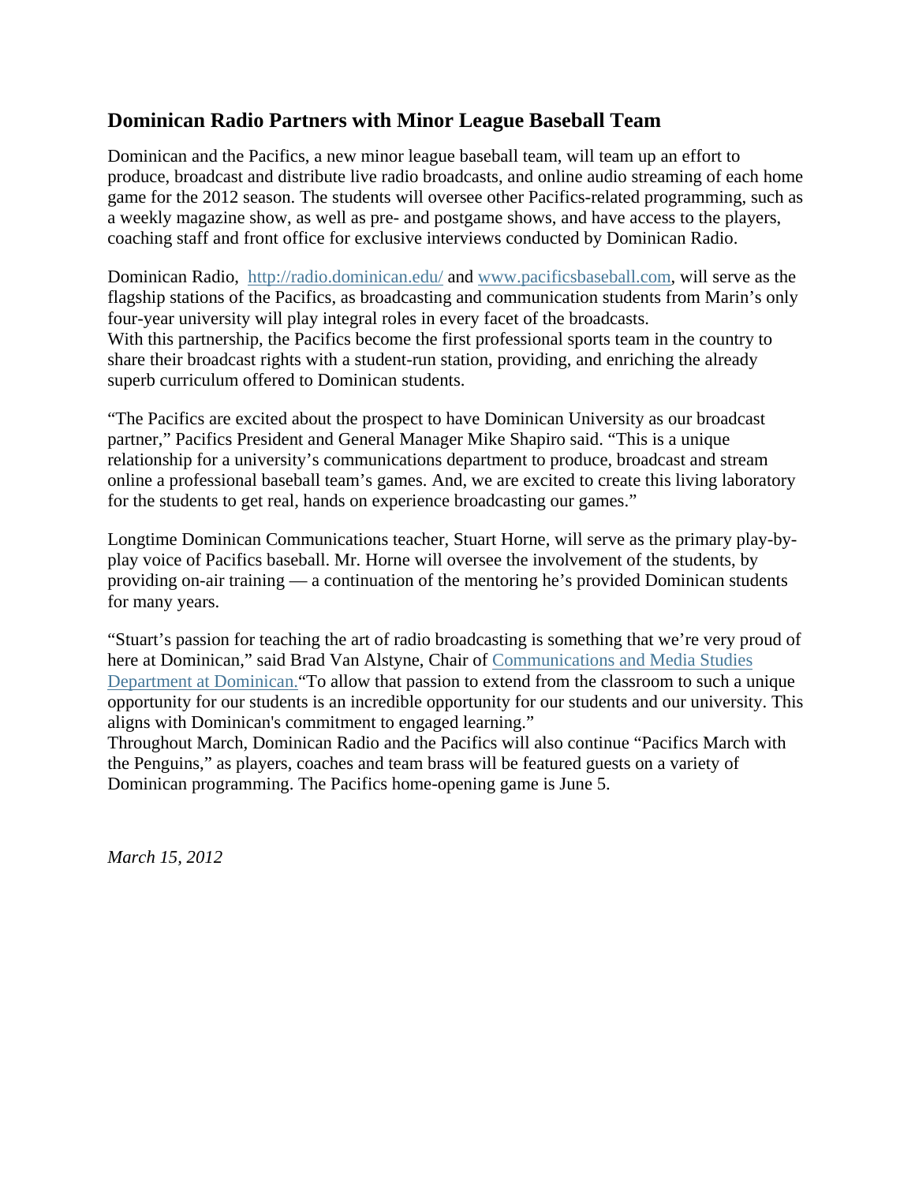## Dominican Radio Partners with Minor League Baseball Team

Dominican and the Pacifics, a new minor league baseball team, will team up an effort to produce, broadcast and distribute live radio broadcasts, and online audio streaming of each home game for the 2012 season. The students will oversee other Pacifics-related programming, such as a weekly magazine show, as well as pre- and postgame shows, and have access to the players, coaching staff and front office for exclusive interviews conducted by Dominican Radio.

Dominican Radio, [http://radio.dominican.edu/](http://radio.dominican.edu/) and [www.pacificsbaseball.com](http://www.pacificsbaseball.com), will serve as the flagship stations of the Pacifics, as broadcasting and communication students from Marin's only four-year university will play integral roles in every facet of the broadcasts.
With this partnership, the Pacifics become the first professional sports team in the country to share their broadcast rights with a student-run station, providing, and enriching the already superb curriculum offered to Dominican students.

"The Pacifics are excited about the prospect to have Dominican University as our broadcast partner," Pacifics President and General Manager Mike Shapiro said. "This is a unique relationship for a university's communications department to produce, broadcast and stream online a professional baseball team's games. And, we are excited to create this living laboratory for the students to get real, hands on experience broadcasting our games."

Longtime Dominican Communications teacher, Stuart Horne, will serve as the primary play-by-play voice of Pacifics baseball. Mr. Horne will oversee the involvement of the students, by providing on-air training — a continuation of the mentoring he's provided Dominican students for many years.

"Stuart's passion for teaching the art of radio broadcasting is something that we're very proud of here at Dominican," said Brad Van Alstyne, Chair of Communications and Media Studies Department at Dominican."To allow that passion to extend from the classroom to such a unique opportunity for our students is an incredible opportunity for our students and our university. This aligns with Dominican's commitment to engaged learning."
Throughout March, Dominican Radio and the Pacifics will also continue "Pacifics March with the Penguins," as players, coaches and team brass will be featured guests on a variety of Dominican programming. The Pacifics home-opening game is June 5.

*March 15, 2012*